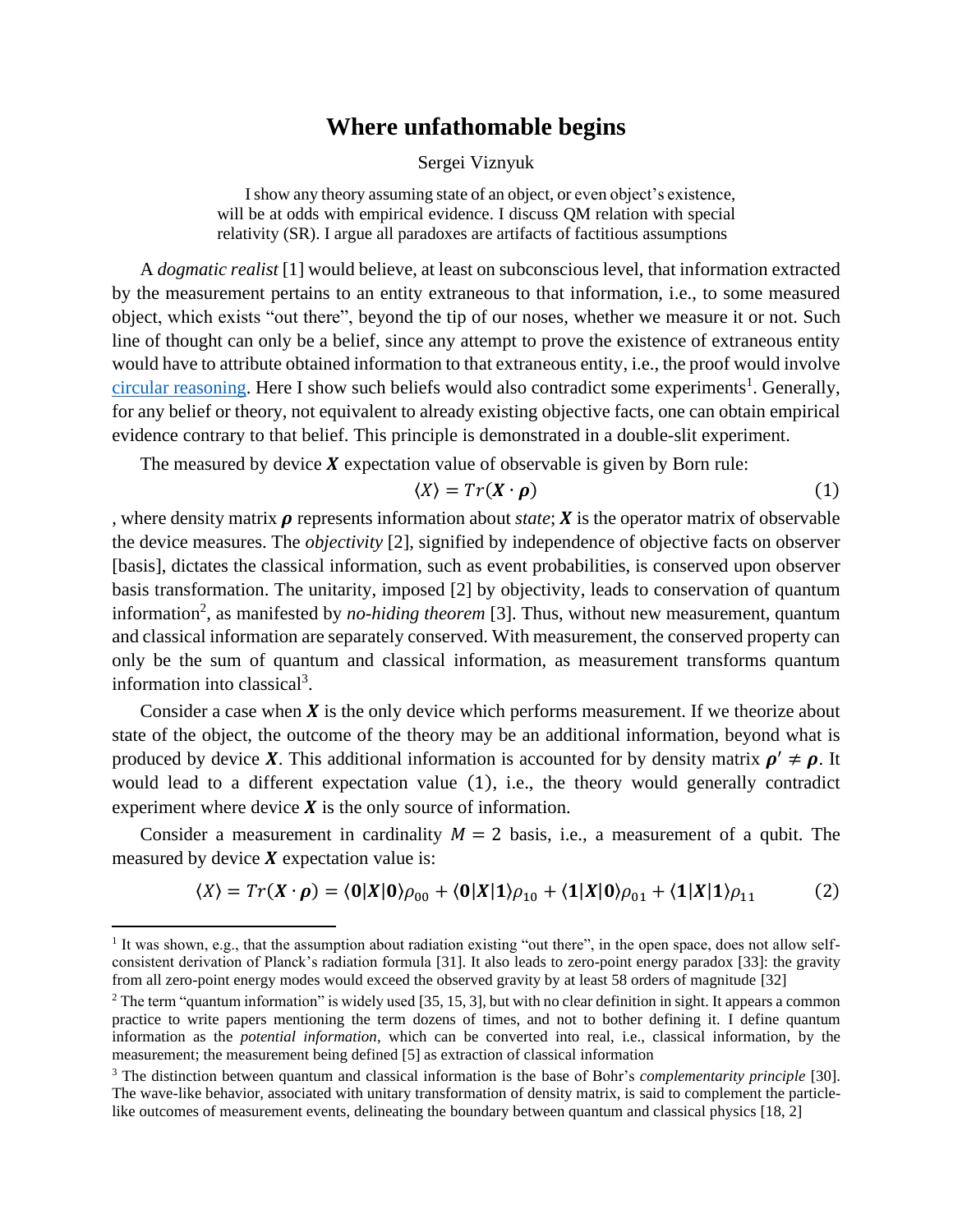# Where unfathomable begins

Sergei Viznyuk

I show any theory assuming state of an object, or even object's existence, will be at odds with empirical evidence. I discuss QM relation with special relativity (SR). I argue all paradoxes are artifacts of factitious assumptions

A *dogmatic realist* [1] would believe, at least on subconscious level, that information extracted by the measurement pertains to an entity extraneous to that information, i.e., to some measured object, which exists "out there", beyond the tip of our noses, whether we measure it or not. Such line of thought can only be a belief, since any attempt to prove the existence of extraneous entity would have to attribute obtained information to that extraneous entity, i.e., the proof would involve circular reasoning. Here I show such beliefs would also contradict some experiments[1]. Generally, for any belief or theory, not equivalent to already existing objective facts, one can obtain empirical evidence contrary to that belief. This principle is demonstrated in a double-slit experiment.

The measured by device $\boldsymbol{X}$ expectation value of observable is given by Born rule:

$$\langle X \rangle = Tr(\boldsymbol{X} \cdot \boldsymbol{\rho}) \tag{1}$$

, where density matrix $\boldsymbol{\rho}$ represents information about *state*; $\boldsymbol{X}$ is the operator matrix of observable the device measures. The *objectivity* [2], signified by independence of objective facts on observer [basis], dictates the classical information, such as event probabilities, is conserved upon observer basis transformation. The unitarity, imposed [2] by objectivity, leads to conservation of quantum information[2], as manifested by *no-hiding theorem* [3]. Thus, without new measurement, quantum and classical information are separately conserved. With measurement, the conserved property can only be the sum of quantum and classical information, as measurement transforms quantum information into classical[3].

Consider a case when $\boldsymbol{X}$ is the only device which performs measurement. If we theorize about state of the object, the outcome of the theory may be an additional information, beyond what is produced by device $\boldsymbol{X}$. This additional information is accounted for by density matrix $\boldsymbol{\rho}' \neq \boldsymbol{\rho}$. It would lead to a different expectation value (1), i.e., the theory would generally contradict experiment where device $\boldsymbol{X}$ is the only source of information.

Consider a measurement in cardinality $M = 2$ basis, i.e., a measurement of a qubit. The measured by device $\boldsymbol{X}$ expectation value is:

$$\langle X \rangle = Tr(\boldsymbol{X} \cdot \boldsymbol{\rho}) = \langle \mathbf{0}|\boldsymbol{X}|\mathbf{0}\rangle \rho_{00} + \langle \mathbf{0}|\boldsymbol{X}|\mathbf{1}\rangle \rho_{10} + \langle \mathbf{1}|\boldsymbol{X}|\mathbf{0}\rangle \rho_{01} + \langle \mathbf{1}|\boldsymbol{X}|\mathbf{1}\rangle \rho_{11} \tag{2}$$

---

[1] It was shown, e.g., that the assumption about radiation existing "out there", in the open space, does not allow self-consistent derivation of Planck's radiation formula [31]. It also leads to zero-point energy paradox [33]: the gravity from all zero-point energy modes would exceed the observed gravity by at least 58 orders of magnitude [32]

[2] The term "quantum information" is widely used [35, 15, 3], but with no clear definition in sight. It appears a common practice to write papers mentioning the term dozens of times, and not to bother defining it. I define quantum information as the *potential information*, which can be converted into real, i.e., classical information, by the measurement; the measurement being defined [5] as extraction of classical information

[3] The distinction between quantum and classical information is the base of Bohr's *complementarity principle* [30]. The wave-like behavior, associated with unitary transformation of density matrix, is said to complement the particle-like outcomes of measurement events, delineating the boundary between quantum and classical physics [18, 2]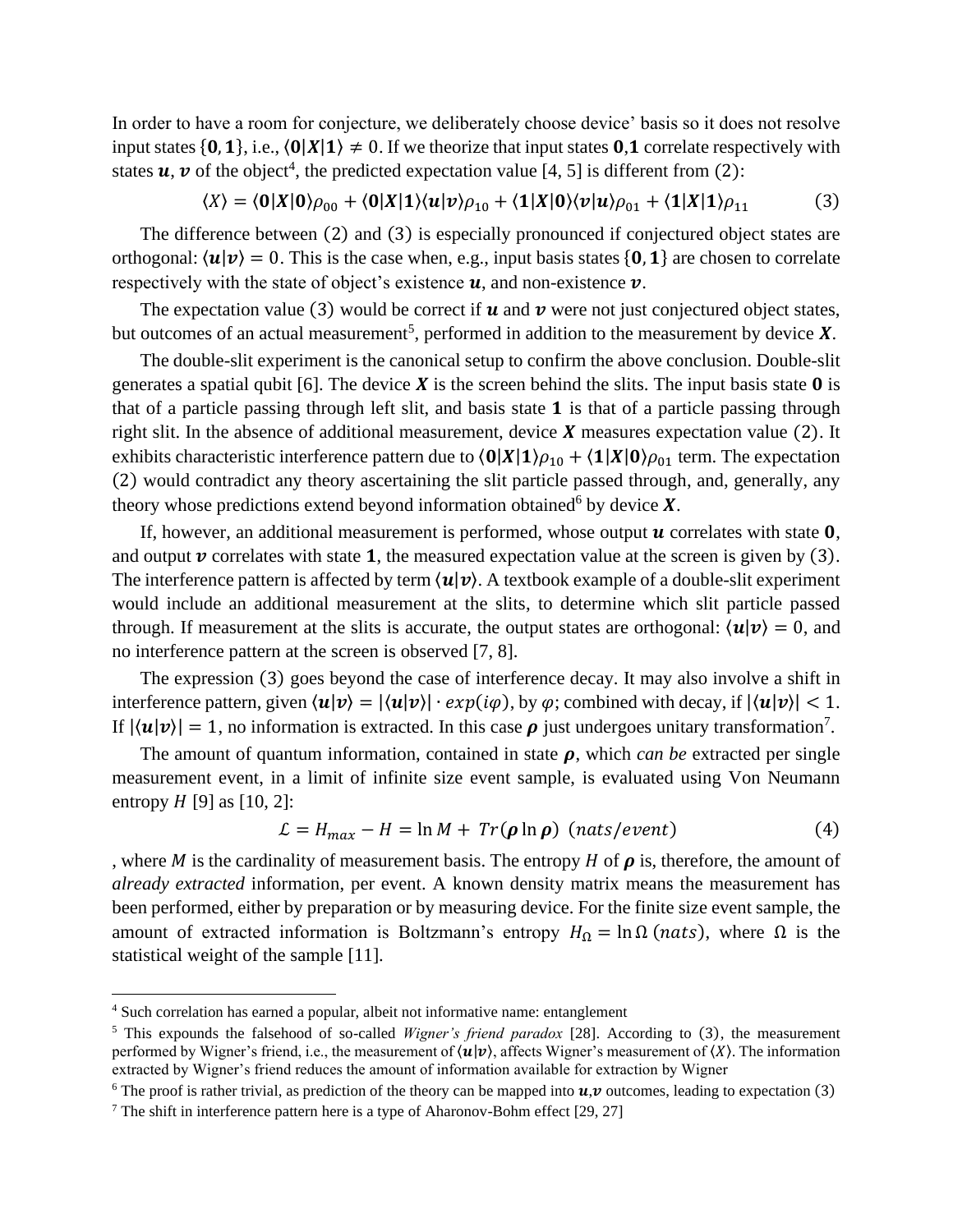In order to have a room for conjecture, we deliberately choose device' basis so it does not resolve input states $\{\mathbf{0}, \mathbf{1}\}$, i.e., $\langle \mathbf{0}|\boldsymbol{X}|\mathbf{1}\rangle \neq 0$. If we theorize that input states $\mathbf{0}$,$\mathbf{1}$ correlate respectively with states $\boldsymbol{u}$, $\boldsymbol{v}$ of the object[4], the predicted expectation value [4, 5] is different from (2):

$$\langle X\rangle = \langle \mathbf{0}|\boldsymbol{X}|\mathbf{0}\rangle \rho_{00} + \langle \mathbf{0}|\boldsymbol{X}|\mathbf{1}\rangle \langle \boldsymbol{u}|\boldsymbol{v}\rangle \rho_{10} + \langle \mathbf{1}|\boldsymbol{X}|\mathbf{0}\rangle \langle \boldsymbol{v}|\boldsymbol{u}\rangle \rho_{01} + \langle \mathbf{1}|\boldsymbol{X}|\mathbf{1}\rangle \rho_{11} \tag{3}$$

The difference between (2) and (3) is especially pronounced if conjectured object states are orthogonal: $\langle \boldsymbol{u}|\boldsymbol{v}\rangle = 0$. This is the case when, e.g., input basis states $\{\mathbf{0}, \mathbf{1}\}$ are chosen to correlate respectively with the state of object's existence $\boldsymbol{u}$, and non-existence $\boldsymbol{v}$.

The expectation value (3) would be correct if $\boldsymbol{u}$ and $\boldsymbol{v}$ were not just conjectured object states, but outcomes of an actual measurement[5], performed in addition to the measurement by device $\boldsymbol{X}$.

The double-slit experiment is the canonical setup to confirm the above conclusion. Double-slit generates a spatial qubit [6]. The device $\boldsymbol{X}$ is the screen behind the slits. The input basis state $\mathbf{0}$ is that of a particle passing through left slit, and basis state $\mathbf{1}$ is that of a particle passing through right slit. In the absence of additional measurement, device $\boldsymbol{X}$ measures expectation value (2). It exhibits characteristic interference pattern due to $\langle \mathbf{0}|\boldsymbol{X}|\mathbf{1}\rangle \rho_{10} + \langle \mathbf{1}|\boldsymbol{X}|\mathbf{0}\rangle \rho_{01}$ term. The expectation (2) would contradict any theory ascertaining the slit particle passed through, and, generally, any theory whose predictions extend beyond information obtained[6] by device $\boldsymbol{X}$.

If, however, an additional measurement is performed, whose output $\boldsymbol{u}$ correlates with state $\mathbf{0}$, and output $\boldsymbol{v}$ correlates with state $\mathbf{1}$, the measured expectation value at the screen is given by (3). The interference pattern is affected by term $\langle \boldsymbol{u}|\boldsymbol{v}\rangle$. A textbook example of a double-slit experiment would include an additional measurement at the slits, to determine which slit particle passed through. If measurement at the slits is accurate, the output states are orthogonal: $\langle \boldsymbol{u}|\boldsymbol{v}\rangle = 0$, and no interference pattern at the screen is observed [7, 8].

The expression (3) goes beyond the case of interference decay. It may also involve a shift in interference pattern, given $\langle \boldsymbol{u}|\boldsymbol{v}\rangle = |\langle \boldsymbol{u}|\boldsymbol{v}\rangle| \cdot exp(i\varphi)$, by $\varphi$; combined with decay, if $|\langle \boldsymbol{u}|\boldsymbol{v}\rangle| < 1$. If $|\langle \boldsymbol{u}|\boldsymbol{v}\rangle| = 1$, no information is extracted. In this case $\boldsymbol{\rho}$ just undergoes unitary transformation[7].

The amount of quantum information, contained in state $\boldsymbol{\rho}$, which *can be* extracted per single measurement event, in a limit of infinite size event sample, is evaluated using Von Neumann entropy $H$ [9] as [10, 2]:

$$\mathcal{L} = H_{max} - H = \ln M + \, Tr(\boldsymbol{\rho} \ln \boldsymbol{\rho}) \;\; (nats/event) \tag{4}$$

, where $M$ is the cardinality of measurement basis. The entropy $H$ of $\boldsymbol{\rho}$ is, therefore, the amount of *already extracted* information, per event. A known density matrix means the measurement has been performed, either by preparation or by measuring device. For the finite size event sample, the amount of extracted information is Boltzmann's entropy $H_\Omega = \ln \Omega \; (nats)$, where $\Omega$ is the statistical weight of the sample [11].

---

[4] Such correlation has earned a popular, albeit not informative name: entanglement

[5] This expounds the falsehood of so-called *Wigner's friend paradox* [28]. According to (3), the measurement performed by Wigner's friend, i.e., the measurement of $\langle \boldsymbol{u}|\boldsymbol{v}\rangle$, affects Wigner's measurement of $\langle X\rangle$. The information extracted by Wigner's friend reduces the amount of information available for extraction by Wigner

[6] The proof is rather trivial, as prediction of the theory can be mapped into $\boldsymbol{u}$,$\boldsymbol{v}$ outcomes, leading to expectation (3)

[7] The shift in interference pattern here is a type of Aharonov-Bohm effect [29, 27]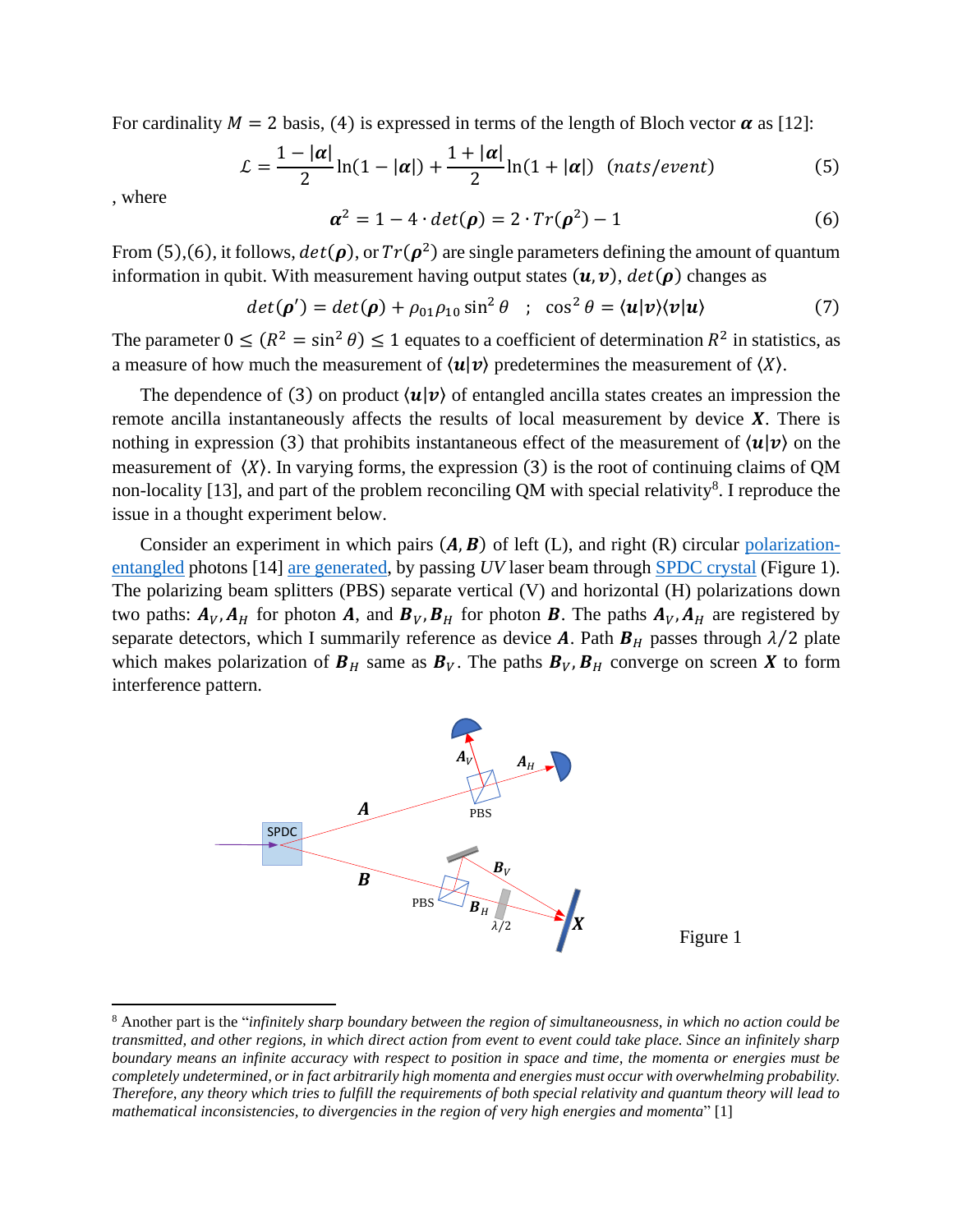For cardinality $M = 2$ basis, (4) is expressed in terms of the length of Bloch vector $\boldsymbol{\alpha}$ as [12]:

$$\mathcal{L} = \frac{1-|\boldsymbol{\alpha}|}{2}\ln(1-|\boldsymbol{\alpha}|) + \frac{1+|\boldsymbol{\alpha}|}{2}\ln(1+|\boldsymbol{\alpha}|) \quad (nats/event) \tag{5}$$

, where

$$\boldsymbol{\alpha}^2 = 1 - 4 \cdot det(\boldsymbol{\rho}) = 2 \cdot Tr(\boldsymbol{\rho}^2) - 1 \tag{6}$$

From (5),(6), it follows, $det(\boldsymbol{\rho})$, or $Tr(\boldsymbol{\rho}^2)$ are single parameters defining the amount of quantum information in qubit. With measurement having output states $(\boldsymbol{u}, \boldsymbol{v})$, $det(\boldsymbol{\rho})$ changes as

$$det(\boldsymbol{\rho}') = det(\boldsymbol{\rho}) + \rho_{01}\rho_{10}\sin^2\theta \quad ; \quad \cos^2\theta = \langle \boldsymbol{u}|\boldsymbol{v}\rangle\langle \boldsymbol{v}|\boldsymbol{u}\rangle \tag{7}$$

The parameter $0 \leq (R^2 = \sin^2\theta) \leq 1$ equates to a coefficient of determination $R^2$ in statistics, as a measure of how much the measurement of $\langle \boldsymbol{u}|\boldsymbol{v}\rangle$ predetermines the measurement of $\langle X \rangle$.

The dependence of (3) on product $\langle \boldsymbol{u}|\boldsymbol{v}\rangle$ of entangled ancilla states creates an impression the remote ancilla instantaneously affects the results of local measurement by device $\boldsymbol{X}$. There is nothing in expression (3) that prohibits instantaneous effect of the measurement of $\langle \boldsymbol{u}|\boldsymbol{v}\rangle$ on the measurement of $\langle X \rangle$. In varying forms, the expression (3) is the root of continuing claims of QM non-locality [13], and part of the problem reconciling QM with special relativity[8]. I reproduce the issue in a thought experiment below.

Consider an experiment in which pairs $(\boldsymbol{A}, \boldsymbol{B})$ of left (L), and right (R) circular polarization-entangled photons [14] are generated, by passing *UV* laser beam through SPDC crystal (Figure 1). The polarizing beam splitters (PBS) separate vertical (V) and horizontal (H) polarizations down two paths: $\boldsymbol{A}_V, \boldsymbol{A}_H$ for photon $\boldsymbol{A}$, and $\boldsymbol{B}_V, \boldsymbol{B}_H$ for photon $\boldsymbol{B}$. The paths $\boldsymbol{A}_V, \boldsymbol{A}_H$ are registered by separate detectors, which I summarily reference as device $\boldsymbol{A}$. Path $\boldsymbol{B}_H$ passes through $\lambda/2$ plate which makes polarization of $\boldsymbol{B}_H$ same as $\boldsymbol{B}_V$. The paths $\boldsymbol{B}_V, \boldsymbol{B}_H$ converge on screen $\boldsymbol{X}$ to form interference pattern.

Figure 1

[8] Another part is the "*infinitely sharp boundary between the region of simultaneousness, in which no action could be transmitted, and other regions, in which direct action from event to event could take place. Since an infinitely sharp boundary means an infinite accuracy with respect to position in space and time, the momenta or energies must be completely undetermined, or in fact arbitrarily high momenta and energies must occur with overwhelming probability. Therefore, any theory which tries to fulfill the requirements of both special relativity and quantum theory will lead to mathematical inconsistencies, to divergencies in the region of very high energies and momenta*" [1]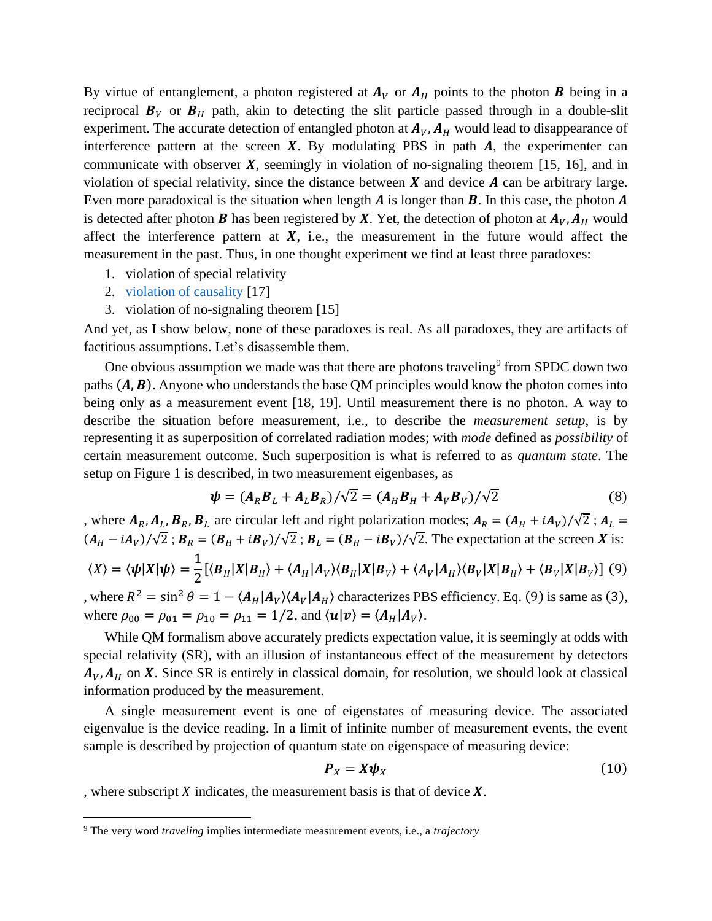By virtue of entanglement, a photon registered at $\boldsymbol{A}_V$ or $\boldsymbol{A}_H$ points to the photon $\boldsymbol{B}$ being in a reciprocal $\boldsymbol{B}_V$ or $\boldsymbol{B}_H$ path, akin to detecting the slit particle passed through in a double-slit experiment. The accurate detection of entangled photon at $\boldsymbol{A}_V, \boldsymbol{A}_H$ would lead to disappearance of interference pattern at the screen $\boldsymbol{X}$. By modulating PBS in path $\boldsymbol{A}$, the experimenter can communicate with observer $\boldsymbol{X}$, seemingly in violation of no-signaling theorem [15, 16], and in violation of special relativity, since the distance between $\boldsymbol{X}$ and device $\boldsymbol{A}$ can be arbitrary large. Even more paradoxical is the situation when length $\boldsymbol{A}$ is longer than $\boldsymbol{B}$. In this case, the photon $\boldsymbol{A}$ is detected after photon $\boldsymbol{B}$ has been registered by $\boldsymbol{X}$. Yet, the detection of photon at $\boldsymbol{A}_V, \boldsymbol{A}_H$ would affect the interference pattern at $\boldsymbol{X}$, i.e., the measurement in the future would affect the measurement in the past. Thus, in one thought experiment we find at least three paradoxes:

1. violation of special relativity
2. violation of causality [17]
3. violation of no-signaling theorem [15]

And yet, as I show below, none of these paradoxes is real. As all paradoxes, they are artifacts of factitious assumptions. Let's disassemble them.

One obvious assumption we made was that there are photons traveling[9] from SPDC down two paths $(\boldsymbol{A}, \boldsymbol{B})$. Anyone who understands the base QM principles would know the photon comes into being only as a measurement event [18, 19]. Until measurement there is no photon. A way to describe the situation before measurement, i.e., to describe the *measurement setup*, is by representing it as superposition of correlated radiation modes; with *mode* defined as *possibility* of certain measurement outcome. Such superposition is what is referred to as *quantum state*. The setup on Figure 1 is described, in two measurement eigenbases, as

$$\boldsymbol{\psi} = (\boldsymbol{A}_R \boldsymbol{B}_L + \boldsymbol{A}_L \boldsymbol{B}_R)/\sqrt{2} = (\boldsymbol{A}_H \boldsymbol{B}_H + \boldsymbol{A}_V \boldsymbol{B}_V)/\sqrt{2} \tag{8}$$

, where $\boldsymbol{A}_R, \boldsymbol{A}_L, \boldsymbol{B}_R, \boldsymbol{B}_L$ are circular left and right polarization modes; $\boldsymbol{A}_R = (\boldsymbol{A}_H + i\boldsymbol{A}_V)/\sqrt{2}$ ; $\boldsymbol{A}_L = (\boldsymbol{A}_H - i\boldsymbol{A}_V)/\sqrt{2}$ ; $\boldsymbol{B}_R = (\boldsymbol{B}_H + i\boldsymbol{B}_V)/\sqrt{2}$ ; $\boldsymbol{B}_L = (\boldsymbol{B}_H - i\boldsymbol{B}_V)/\sqrt{2}$. The expectation at the screen $\boldsymbol{X}$ is:

$$\langle X \rangle = \langle \boldsymbol{\psi} | \boldsymbol{X} | \boldsymbol{\psi} \rangle = \frac{1}{2} [\langle \boldsymbol{B}_H | \boldsymbol{X} | \boldsymbol{B}_H \rangle + \langle \boldsymbol{A}_H | \boldsymbol{A}_V \rangle \langle \boldsymbol{B}_H | \boldsymbol{X} | \boldsymbol{B}_V \rangle + \langle \boldsymbol{A}_V | \boldsymbol{A}_H \rangle \langle \boldsymbol{B}_V | \boldsymbol{X} | \boldsymbol{B}_H \rangle + \langle \boldsymbol{B}_V | \boldsymbol{X} | \boldsymbol{B}_V \rangle] \tag{9}$$

, where $R^2 = \sin^2 \theta = 1 - \langle \boldsymbol{A}_H | \boldsymbol{A}_V \rangle \langle \boldsymbol{A}_V | \boldsymbol{A}_H \rangle$ characterizes PBS efficiency. Eq. (9) is same as (3), where $\rho_{00} = \rho_{01} = \rho_{10} = \rho_{11} = 1/2$, and $\langle \boldsymbol{u} | \boldsymbol{v} \rangle = \langle \boldsymbol{A}_H | \boldsymbol{A}_V \rangle$.

While QM formalism above accurately predicts expectation value, it is seemingly at odds with special relativity (SR), with an illusion of instantaneous effect of the measurement by detectors $\boldsymbol{A}_V, \boldsymbol{A}_H$ on $\boldsymbol{X}$. Since SR is entirely in classical domain, for resolution, we should look at classical information produced by the measurement.

A single measurement event is one of eigenstates of measuring device. The associated eigenvalue is the device reading. In a limit of infinite number of measurement events, the event sample is described by projection of quantum state on eigenspace of measuring device:

$$\boldsymbol{P}_X = \boldsymbol{X} \boldsymbol{\psi}_X \tag{10}$$

, where subscript $X$ indicates, the measurement basis is that of device $\boldsymbol{X}$.

[9] The very word *traveling* implies intermediate measurement events, i.e., a *trajectory*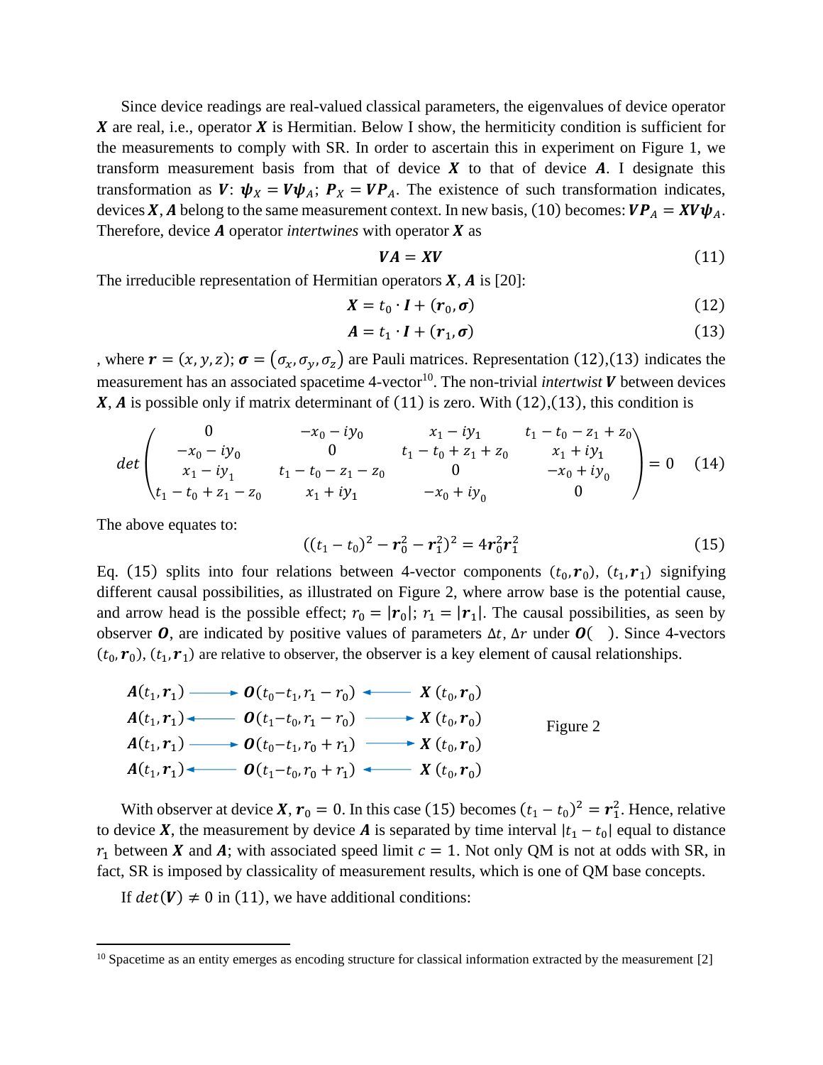Since device readings are real-valued classical parameters, the eigenvalues of device operator $\boldsymbol{X}$ are real, i.e., operator $\boldsymbol{X}$ is Hermitian. Below I show, the hermiticity condition is sufficient for the measurements to comply with SR. In order to ascertain this in experiment on Figure 1, we transform measurement basis from that of device $\boldsymbol{X}$ to that of device $\boldsymbol{A}$. I designate this transformation as $\boldsymbol{V}$: $\boldsymbol{\psi}_X = \boldsymbol{V}\boldsymbol{\psi}_A$; $\boldsymbol{P}_X = \boldsymbol{V}\boldsymbol{P}_A$. The existence of such transformation indicates, devices $\boldsymbol{X}, \boldsymbol{A}$ belong to the same measurement context. In new basis, (10) becomes: $\boldsymbol{V}\boldsymbol{P}_A = \boldsymbol{X}\boldsymbol{V}\boldsymbol{\psi}_A$. Therefore, device $\boldsymbol{A}$ operator *intertwines* with operator $\boldsymbol{X}$ as

$$\boldsymbol{V}\boldsymbol{A} = \boldsymbol{X}\boldsymbol{V} \tag{11}$$

The irreducible representation of Hermitian operators $\boldsymbol{X}, \boldsymbol{A}$ is [20]:

$$\boldsymbol{X} = t_0 \cdot \boldsymbol{I} + (\boldsymbol{r}_0, \boldsymbol{\sigma}) \tag{12}$$

$$\boldsymbol{A} = t_1 \cdot \boldsymbol{I} + (\boldsymbol{r}_1, \boldsymbol{\sigma}) \tag{13}$$

, where $\boldsymbol{r} = (x, y, z)$; $\boldsymbol{\sigma} = (\sigma_x, \sigma_y, \sigma_z)$ are Pauli matrices. Representation (12),(13) indicates the measurement has an associated spacetime 4-vector[10]. The non-trivial *intertwist* $\boldsymbol{V}$ between devices $\boldsymbol{X}, \boldsymbol{A}$ is possible only if matrix determinant of (11) is zero. With (12),(13), this condition is

$$det\begin{pmatrix} 0 & -x_0 - iy_0 & x_1 - iy_1 & t_1 - t_0 - z_1 + z_0 \\ -x_0 - iy_0 & 0 & t_1 - t_0 + z_1 + z_0 & x_1 + iy_1 \\ x_1 - iy_1 & t_1 - t_0 - z_1 - z_0 & 0 & -x_0 + iy_0 \\ t_1 - t_0 + z_1 - z_0 & x_1 + iy_1 & -x_0 + iy_0 & 0 \end{pmatrix} = 0 \tag{14}$$

The above equates to:

$$((t_1 - t_0)^2 - \boldsymbol{r}_0^2 - \boldsymbol{r}_1^2)^2 = 4\boldsymbol{r}_0^2\boldsymbol{r}_1^2 \tag{15}$$

Eq. (15) splits into four relations between 4-vector components $(t_0, \boldsymbol{r}_0)$, $(t_1, \boldsymbol{r}_1)$ signifying different causal possibilities, as illustrated on Figure 2, where arrow base is the potential cause, and arrow head is the possible effect; $r_0 = |\boldsymbol{r}_0|$; $r_1 = |\boldsymbol{r}_1|$. The causal possibilities, as seen by observer $\boldsymbol{O}$, are indicated by positive values of parameters $\Delta t, \Delta r$ under $\boldsymbol{O}(\quad)$. Since 4-vectors $(t_0, \boldsymbol{r}_0)$, $(t_1, \boldsymbol{r}_1)$ are relative to observer, the observer is a key element of causal relationships.

$\boldsymbol{A}(t_1, \boldsymbol{r}_1) \longrightarrow \boldsymbol{O}(t_0 - t_1, r_1 - r_0) \longleftarrow \boldsymbol{X}(t_0, \boldsymbol{r}_0)$

$\boldsymbol{A}(t_1, \boldsymbol{r}_1) \longleftarrow \boldsymbol{O}(t_1 - t_0, r_1 - r_0) \longrightarrow \boldsymbol{X}(t_0, \boldsymbol{r}_0)$

$\boldsymbol{A}(t_1, \boldsymbol{r}_1) \longrightarrow \boldsymbol{O}(t_0 - t_1, r_0 + r_1) \longrightarrow \boldsymbol{X}(t_0, \boldsymbol{r}_0)$

$\boldsymbol{A}(t_1, \boldsymbol{r}_1) \longleftarrow \boldsymbol{O}(t_1 - t_0, r_0 + r_1) \longleftarrow \boldsymbol{X}(t_0, \boldsymbol{r}_0)$

Figure 2

With observer at device $\boldsymbol{X}$, $\boldsymbol{r}_0 = 0$. In this case (15) becomes $(t_1 - t_0)^2 = \boldsymbol{r}_1^2$. Hence, relative to device $\boldsymbol{X}$, the measurement by device $\boldsymbol{A}$ is separated by time interval $|t_1 - t_0|$ equal to distance $r_1$ between $\boldsymbol{X}$ and $\boldsymbol{A}$; with associated speed limit $c = 1$. Not only QM is not at odds with SR, in fact, SR is imposed by classicality of measurement results, which is one of QM base concepts.

If $det(\boldsymbol{V}) \neq 0$ in (11), we have additional conditions:

---

[10] Spacetime as an entity emerges as encoding structure for classical information extracted by the measurement [2]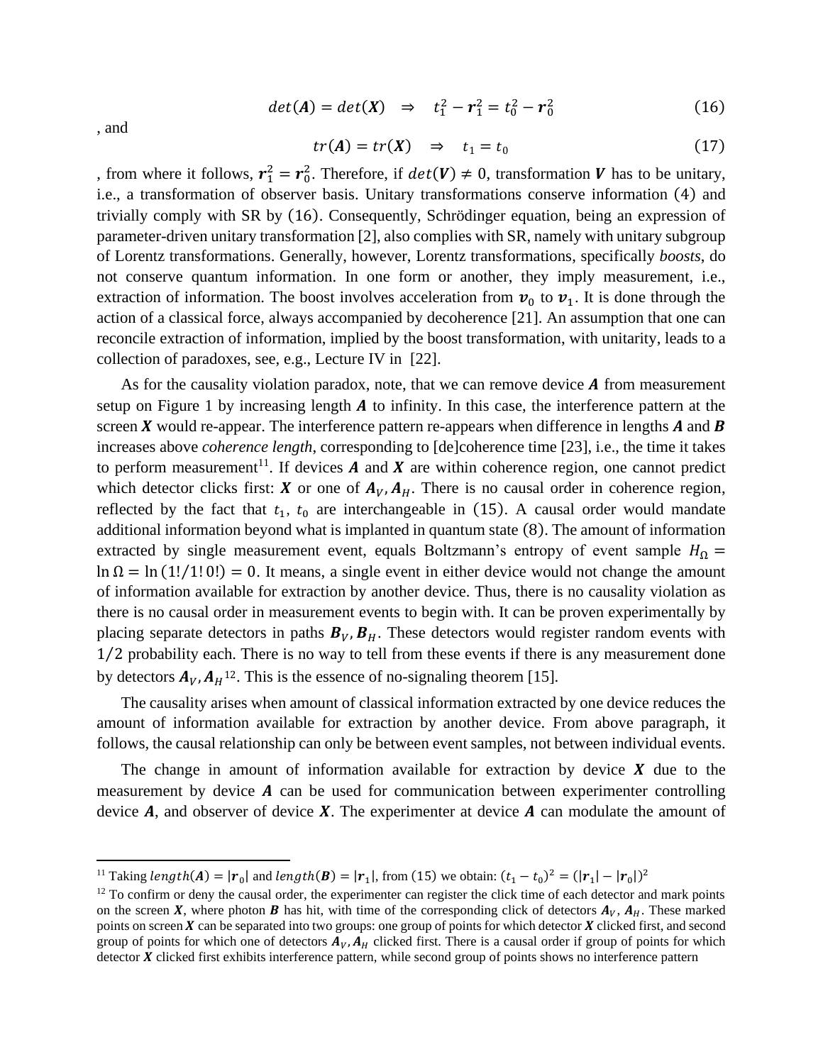$$det(\boldsymbol{A}) = det(\boldsymbol{X}) \quad \Rightarrow \quad t_1^2 - \boldsymbol{r}_1^2 = t_0^2 - \boldsymbol{r}_0^2 \tag{16}$$

, and

$$tr(\boldsymbol{A}) = tr(\boldsymbol{X}) \quad \Rightarrow \quad t_1 = t_0 \tag{17}$$

, from where it follows, $\boldsymbol{r}_1^2 = \boldsymbol{r}_0^2$. Therefore, if $det(\boldsymbol{V}) \neq 0$, transformation $\boldsymbol{V}$ has to be unitary, i.e., a transformation of observer basis. Unitary transformations conserve information $(4)$ and trivially comply with SR by $(16)$. Consequently, Schrödinger equation, being an expression of parameter-driven unitary transformation [2], also complies with SR, namely with unitary subgroup of Lorentz transformations. Generally, however, Lorentz transformations, specifically *boosts*, do not conserve quantum information. In one form or another, they imply measurement, i.e., extraction of information. The boost involves acceleration from $\boldsymbol{v}_0$ to $\boldsymbol{v}_1$. It is done through the action of a classical force, always accompanied by decoherence [21]. An assumption that one can reconcile extraction of information, implied by the boost transformation, with unitarity, leads to a collection of paradoxes, see, e.g., Lecture IV in [22].

As for the causality violation paradox, note, that we can remove device $\boldsymbol{A}$ from measurement setup on Figure 1 by increasing length $\boldsymbol{A}$ to infinity. In this case, the interference pattern at the screen $\boldsymbol{X}$ would re-appear. The interference pattern re-appears when difference in lengths $\boldsymbol{A}$ and $\boldsymbol{B}$ increases above *coherence length*, corresponding to [de]coherence time [23], i.e., the time it takes to perform measurement[11]. If devices $\boldsymbol{A}$ and $\boldsymbol{X}$ are within coherence region, one cannot predict which detector clicks first: $\boldsymbol{X}$ or one of $\boldsymbol{A}_V, \boldsymbol{A}_H$. There is no causal order in coherence region, reflected by the fact that $t_1$, $t_0$ are interchangeable in $(15)$. A causal order would mandate additional information beyond what is implanted in quantum state $(8)$. The amount of information extracted by single measurement event, equals Boltzmann's entropy of event sample $H_\Omega = \ln \Omega = \ln(1!/1!\,0!) = 0$. It means, a single event in either device would not change the amount of information available for extraction by another device. Thus, there is no causality violation as there is no causal order in measurement events to begin with. It can be proven experimentally by placing separate detectors in paths $\boldsymbol{B}_V, \boldsymbol{B}_H$. These detectors would register random events with $1/2$ probability each. There is no way to tell from these events if there is any measurement done by detectors $\boldsymbol{A}_V, \boldsymbol{A}_H$[12]. This is the essence of no-signaling theorem [15].

The causality arises when amount of classical information extracted by one device reduces the amount of information available for extraction by another device. From above paragraph, it follows, the causal relationship can only be between event samples, not between individual events.

The change in amount of information available for extraction by device $\boldsymbol{X}$ due to the measurement by device $\boldsymbol{A}$ can be used for communication between experimenter controlling device $\boldsymbol{A}$, and observer of device $\boldsymbol{X}$. The experimenter at device $\boldsymbol{A}$ can modulate the amount of

---

[11] Taking $length(\boldsymbol{A}) = |\boldsymbol{r}_0|$ and $length(\boldsymbol{B}) = |\boldsymbol{r}_1|$, from (15) we obtain: $(t_1 - t_0)^2 = (|\boldsymbol{r}_1| - |\boldsymbol{r}_0|)^2$

[12] To confirm or deny the causal order, the experimenter can register the click time of each detector and mark points on the screen $\boldsymbol{X}$, where photon $\boldsymbol{B}$ has hit, with time of the corresponding click of detectors $\boldsymbol{A}_V, \boldsymbol{A}_H$. These marked points on screen $\boldsymbol{X}$ can be separated into two groups: one group of points for which detector $\boldsymbol{X}$ clicked first, and second group of points for which one of detectors $\boldsymbol{A}_V, \boldsymbol{A}_H$ clicked first. There is a causal order if group of points for which detector $\boldsymbol{X}$ clicked first exhibits interference pattern, while second group of points shows no interference pattern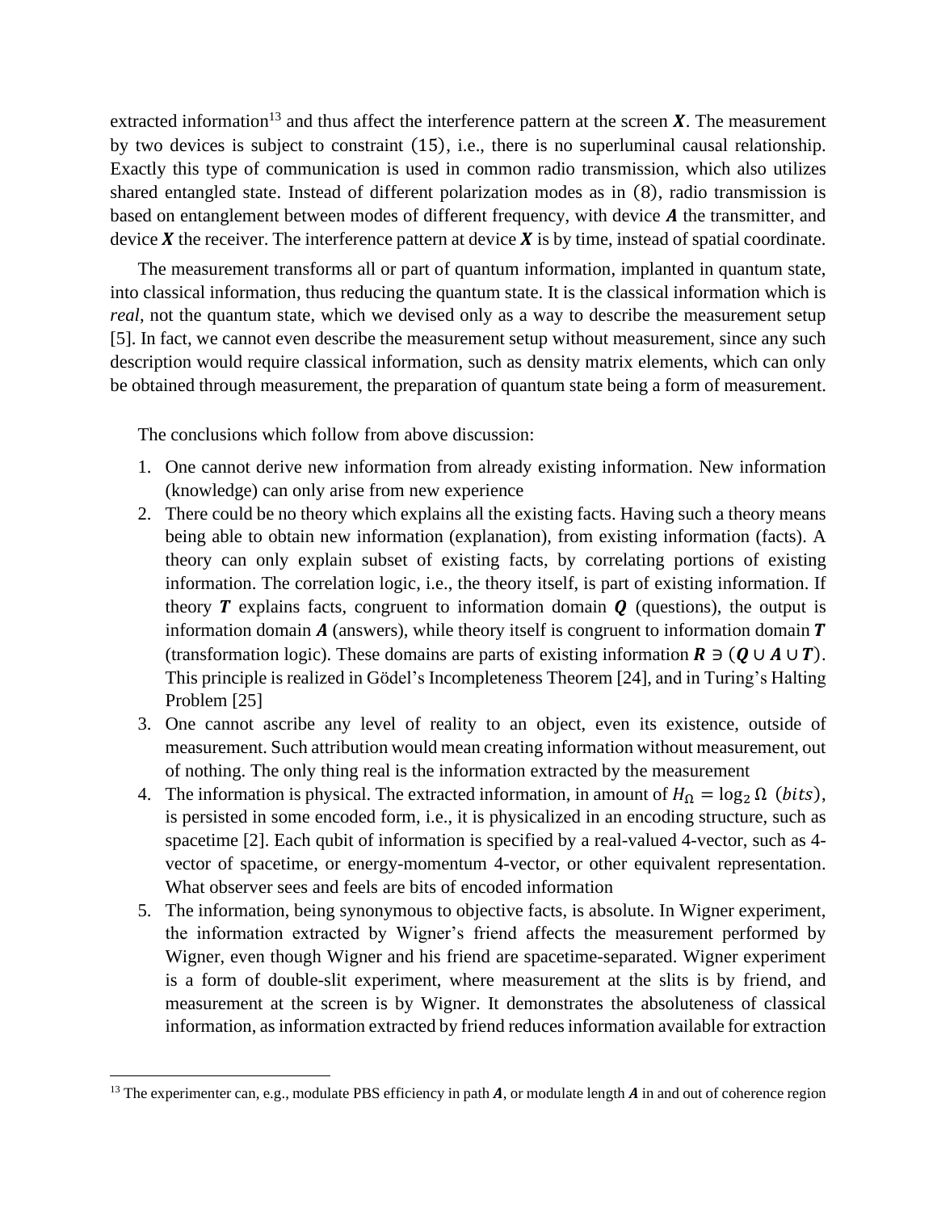extracted information[13] and thus affect the interference pattern at the screen $\boldsymbol{X}$. The measurement by two devices is subject to constraint $(15)$, i.e., there is no superluminal causal relationship. Exactly this type of communication is used in common radio transmission, which also utilizes shared entangled state. Instead of different polarization modes as in $(8)$, radio transmission is based on entanglement between modes of different frequency, with device $\boldsymbol{A}$ the transmitter, and device $\boldsymbol{X}$ the receiver. The interference pattern at device $\boldsymbol{X}$ is by time, instead of spatial coordinate.

The measurement transforms all or part of quantum information, implanted in quantum state, into classical information, thus reducing the quantum state. It is the classical information which is *real*, not the quantum state, which we devised only as a way to describe the measurement setup [5]. In fact, we cannot even describe the measurement setup without measurement, since any such description would require classical information, such as density matrix elements, which can only be obtained through measurement, the preparation of quantum state being a form of measurement.

The conclusions which follow from above discussion:

1. One cannot derive new information from already existing information. New information (knowledge) can only arise from new experience
2. There could be no theory which explains all the existing facts. Having such a theory means being able to obtain new information (explanation), from existing information (facts). A theory can only explain subset of existing facts, by correlating portions of existing information. The correlation logic, i.e., the theory itself, is part of existing information. If theory $\boldsymbol{T}$ explains facts, congruent to information domain $\boldsymbol{Q}$ (questions), the output is information domain $\boldsymbol{A}$ (answers), while theory itself is congruent to information domain $\boldsymbol{T}$ (transformation logic). These domains are parts of existing information $\boldsymbol{R} \ni (\boldsymbol{Q} \cup \boldsymbol{A} \cup \boldsymbol{T})$. This principle is realized in Gödel's Incompleteness Theorem [24], and in Turing's Halting Problem [25]
3. One cannot ascribe any level of reality to an object, even its existence, outside of measurement. Such attribution would mean creating information without measurement, out of nothing. The only thing real is the information extracted by the measurement
4. The information is physical. The extracted information, in amount of $H_{\Omega} = \log_2 \Omega \ (bits)$, is persisted in some encoded form, i.e., it is physicalized in an encoding structure, such as spacetime [2]. Each qubit of information is specified by a real-valued 4-vector, such as 4-vector of spacetime, or energy-momentum 4-vector, or other equivalent representation. What observer sees and feels are bits of encoded information
5. The information, being synonymous to objective facts, is absolute. In Wigner experiment, the information extracted by Wigner's friend affects the measurement performed by Wigner, even though Wigner and his friend are spacetime-separated. Wigner experiment is a form of double-slit experiment, where measurement at the slits is by friend, and measurement at the screen is by Wigner. It demonstrates the absoluteness of classical information, as information extracted by friend reduces information available for extraction

[13] The experimenter can, e.g., modulate PBS efficiency in path $\boldsymbol{A}$, or modulate length $\boldsymbol{A}$ in and out of coherence region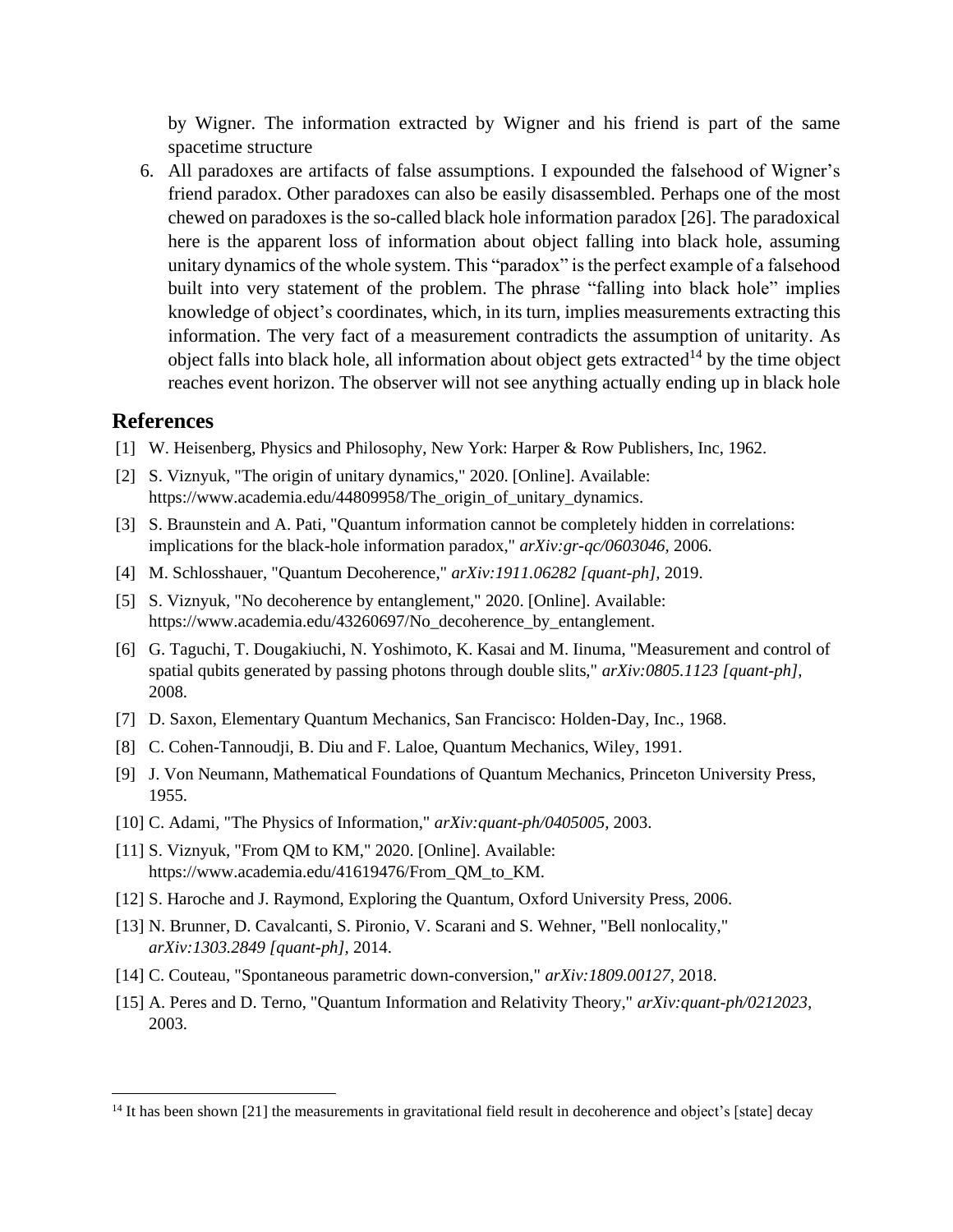by Wigner. The information extracted by Wigner and his friend is part of the same spacetime structure

6. All paradoxes are artifacts of false assumptions. I expounded the falsehood of Wigner's friend paradox. Other paradoxes can also be easily disassembled. Perhaps one of the most chewed on paradoxes is the so-called black hole information paradox [26]. The paradoxical here is the apparent loss of information about object falling into black hole, assuming unitary dynamics of the whole system. This "paradox" is the perfect example of a falsehood built into very statement of the problem. The phrase "falling into black hole" implies knowledge of object's coordinates, which, in its turn, implies measurements extracting this information. The very fact of a measurement contradicts the assumption of unitarity. As object falls into black hole, all information about object gets extracted[14] by the time object reaches event horizon. The observer will not see anything actually ending up in black hole

## References

[1] W. Heisenberg, Physics and Philosophy, New York: Harper & Row Publishers, Inc, 1962.

[2] S. Viznyuk, "The origin of unitary dynamics," 2020. [Online]. Available: https://www.academia.edu/44809958/The_origin_of_unitary_dynamics.

[3] S. Braunstein and A. Pati, "Quantum information cannot be completely hidden in correlations: implications for the black-hole information paradox," *arXiv:gr-qc/0603046,* 2006.

[4] M. Schlosshauer, "Quantum Decoherence," *arXiv:1911.06282 [quant-ph],* 2019.

[5] S. Viznyuk, "No decoherence by entanglement," 2020. [Online]. Available: https://www.academia.edu/43260697/No_decoherence_by_entanglement.

[6] G. Taguchi, T. Dougakiuchi, N. Yoshimoto, K. Kasai and M. Iinuma, "Measurement and control of spatial qubits generated by passing photons through double slits," *arXiv:0805.1123 [quant-ph],* 2008.

[7] D. Saxon, Elementary Quantum Mechanics, San Francisco: Holden-Day, Inc., 1968.

[8] C. Cohen-Tannoudji, B. Diu and F. Laloe, Quantum Mechanics, Wiley, 1991.

[9] J. Von Neumann, Mathematical Foundations of Quantum Mechanics, Princeton University Press, 1955.

[10] C. Adami, "The Physics of Information," *arXiv:quant-ph/0405005,* 2003.

[11] S. Viznyuk, "From QM to KM," 2020. [Online]. Available: https://www.academia.edu/41619476/From_QM_to_KM.

[12] S. Haroche and J. Raymond, Exploring the Quantum, Oxford University Press, 2006.

[13] N. Brunner, D. Cavalcanti, S. Pironio, V. Scarani and S. Wehner, "Bell nonlocality," *arXiv:1303.2849 [quant-ph],* 2014.

[14] C. Couteau, "Spontaneous parametric down-conversion," *arXiv:1809.00127,* 2018.

[15] A. Peres and D. Terno, "Quantum Information and Relativity Theory," *arXiv:quant-ph/0212023,* 2003.

---

[14] It has been shown [21] the measurements in gravitational field result in decoherence and object's [state] decay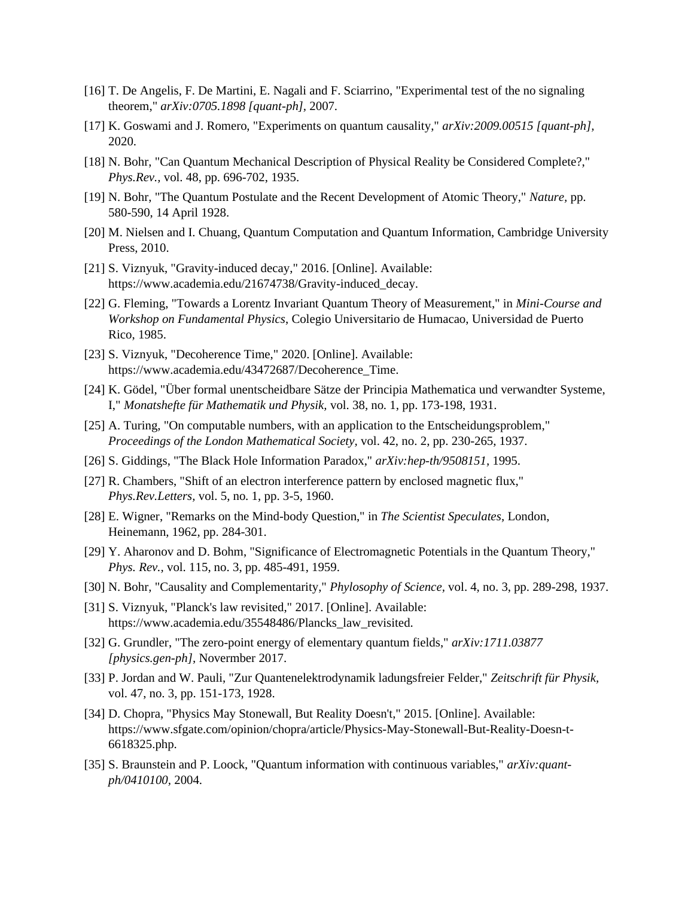[16] T. De Angelis, F. De Martini, E. Nagali and F. Sciarrino, "Experimental test of the no signaling theorem," *arXiv:0705.1898 [quant-ph]*, 2007.

[17] K. Goswami and J. Romero, "Experiments on quantum causality," *arXiv:2009.00515 [quant-ph]*, 2020.

[18] N. Bohr, "Can Quantum Mechanical Description of Physical Reality be Considered Complete?," *Phys.Rev.*, vol. 48, pp. 696-702, 1935.

[19] N. Bohr, "The Quantum Postulate and the Recent Development of Atomic Theory," *Nature*, pp. 580-590, 14 April 1928.

[20] M. Nielsen and I. Chuang, Quantum Computation and Quantum Information, Cambridge University Press, 2010.

[21] S. Viznyuk, "Gravity-induced decay," 2016. [Online]. Available: https://www.academia.edu/21674738/Gravity-induced_decay.

[22] G. Fleming, "Towards a Lorentz Invariant Quantum Theory of Measurement," in *Mini-Course and Workshop on Fundamental Physics*, Colegio Universitario de Humacao, Universidad de Puerto Rico, 1985.

[23] S. Viznyuk, "Decoherence Time," 2020. [Online]. Available: https://www.academia.edu/43472687/Decoherence_Time.

[24] K. Gödel, "Über formal unentscheidbare Sätze der Principia Mathematica und verwandter Systeme, I," *Monatshefte für Mathematik und Physik*, vol. 38, no. 1, pp. 173-198, 1931.

[25] A. Turing, "On computable numbers, with an application to the Entscheidungsproblem," *Proceedings of the London Mathematical Society*, vol. 42, no. 2, pp. 230-265, 1937.

[26] S. Giddings, "The Black Hole Information Paradox," *arXiv:hep-th/9508151*, 1995.

[27] R. Chambers, "Shift of an electron interference pattern by enclosed magnetic flux," *Phys.Rev.Letters*, vol. 5, no. 1, pp. 3-5, 1960.

[28] E. Wigner, "Remarks on the Mind-body Question," in *The Scientist Speculates*, London, Heinemann, 1962, pp. 284-301.

[29] Y. Aharonov and D. Bohm, "Significance of Electromagnetic Potentials in the Quantum Theory," *Phys. Rev.*, vol. 115, no. 3, pp. 485-491, 1959.

[30] N. Bohr, "Causality and Complementarity," *Phylosophy of Science*, vol. 4, no. 3, pp. 289-298, 1937.

[31] S. Viznyuk, "Planck's law revisited," 2017. [Online]. Available: https://www.academia.edu/35548486/Plancks_law_revisited.

[32] G. Grundler, "The zero-point energy of elementary quantum fields," *arXiv:1711.03877 [physics.gen-ph]*, Novermber 2017.

[33] P. Jordan and W. Pauli, "Zur Quantenelektrodynamik ladungsfreier Felder," *Zeitschrift für Physik*, vol. 47, no. 3, pp. 151-173, 1928.

[34] D. Chopra, "Physics May Stonewall, But Reality Doesn't," 2015. [Online]. Available: https://www.sfgate.com/opinion/chopra/article/Physics-May-Stonewall-But-Reality-Doesn-t-6618325.php.

[35] S. Braunstein and P. Loock, "Quantum information with continuous variables," *arXiv:quant-ph/0410100*, 2004.